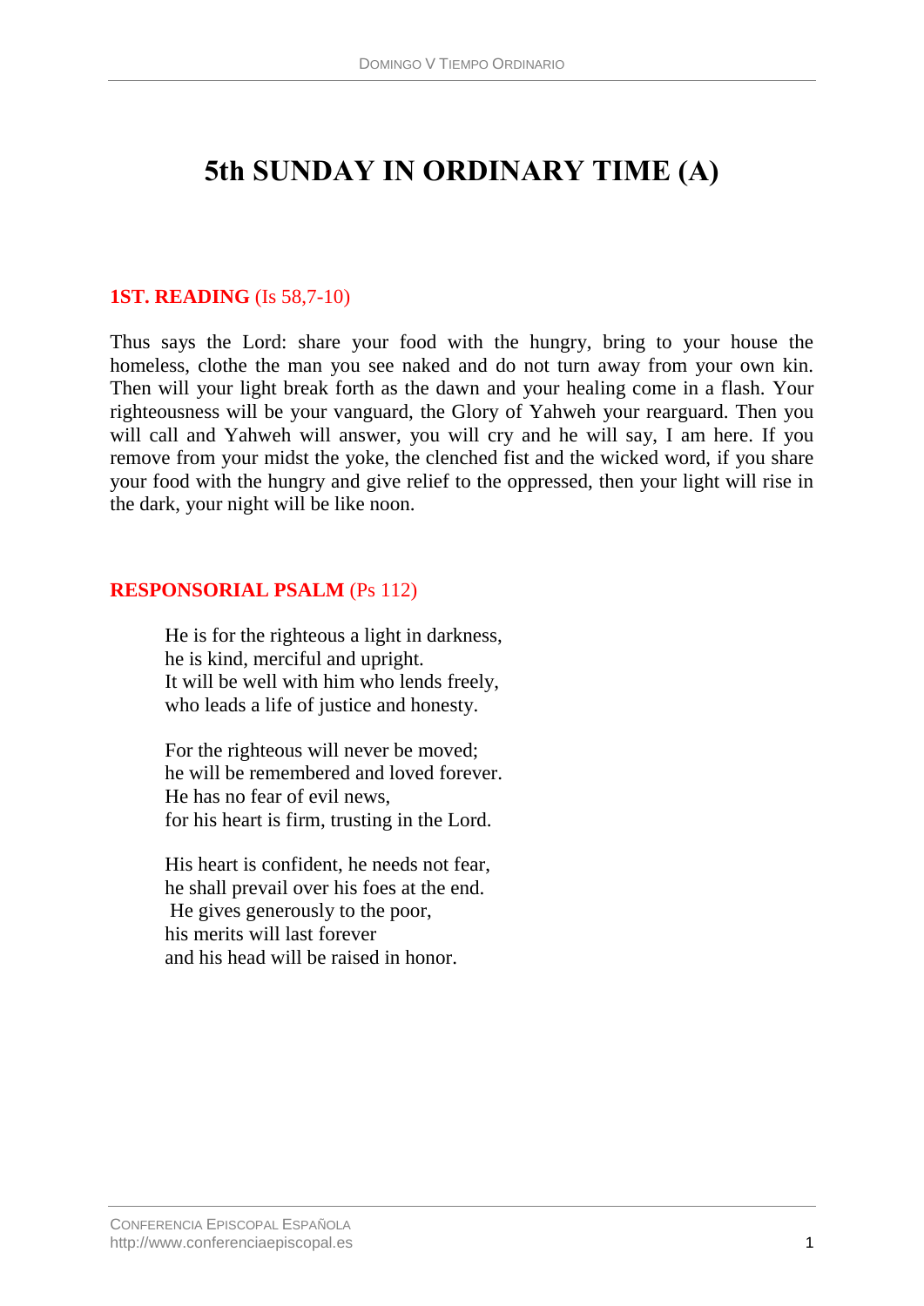# 5th SUNDAY IN ORDINARY TIME (A)

**1ST. READING** (Is 58,7-10)

Thus says the Lord: share your food with the hungry, bring to your house the homeless, clothe the man you see naked and do not turn away from your own kin. Then will your light break forth as the dawn and your healing come in a flash. Your righteousness will be your vanguard, the Glory of Yahweh your rearguard. Then you will call and Yahweh will answer, you will cry and he will say, I am here. If you remove from your midst the yoke, the clenched fist and the wicked word, if you share your food with the hungry and give relief to the oppressed, then your light will rise in the dark, your night will be like noon.

**RESPONSORIAL PSALM** (Ps 112)

He is for the righteous a light in darkness,
he is kind, merciful and upright.
It will be well with him who lends freely,
who leads a life of justice and honesty.

For the righteous will never be moved;
he will be remembered and loved forever.
He has no fear of evil news,
for his heart is firm, trusting in the Lord.

His heart is confident, he needs not fear,
he shall prevail over his foes at the end.
He gives generously to the poor,
his merits will last forever
and his head will be raised in honor.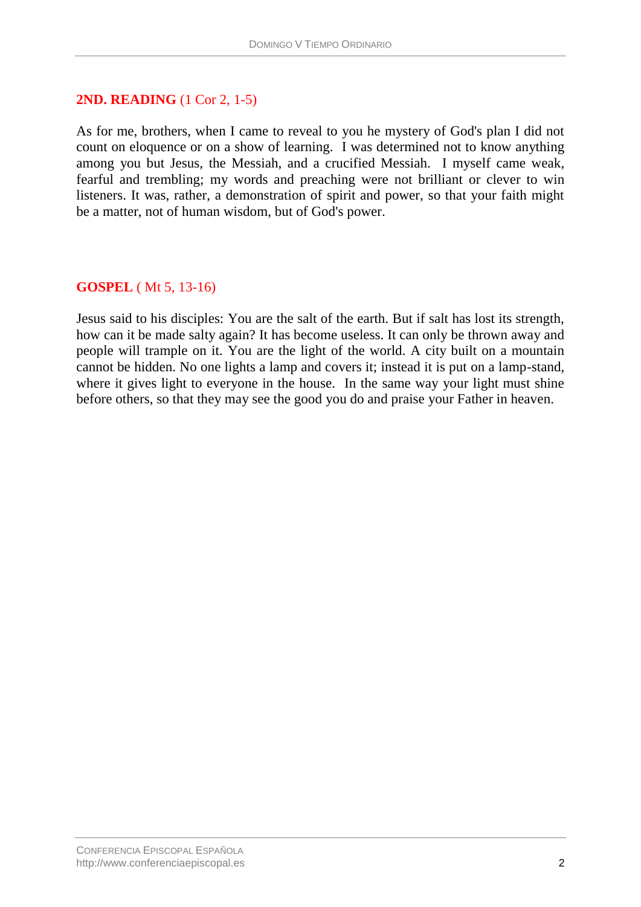## **2ND. READING** (1 Cor 2, 1-5)

As for me, brothers, when I came to reveal to you he mystery of God's plan I did not count on eloquence or on a show of learning. I was determined not to know anything among you but Jesus, the Messiah, and a crucified Messiah. I myself came weak, fearful and trembling; my words and preaching were not brilliant or clever to win listeners. It was, rather, a demonstration of spirit and power, so that your faith might be a matter, not of human wisdom, but of God's power.

## **GOSPEL** ( Mt 5, 13-16)

Jesus said to his disciples: You are the salt of the earth. But if salt has lost its strength, how can it be made salty again? It has become useless. It can only be thrown away and people will trample on it. You are the light of the world. A city built on a mountain cannot be hidden. No one lights a lamp and covers it; instead it is put on a lamp-stand, where it gives light to everyone in the house. In the same way your light must shine before others, so that they may see the good you do and praise your Father in heaven.